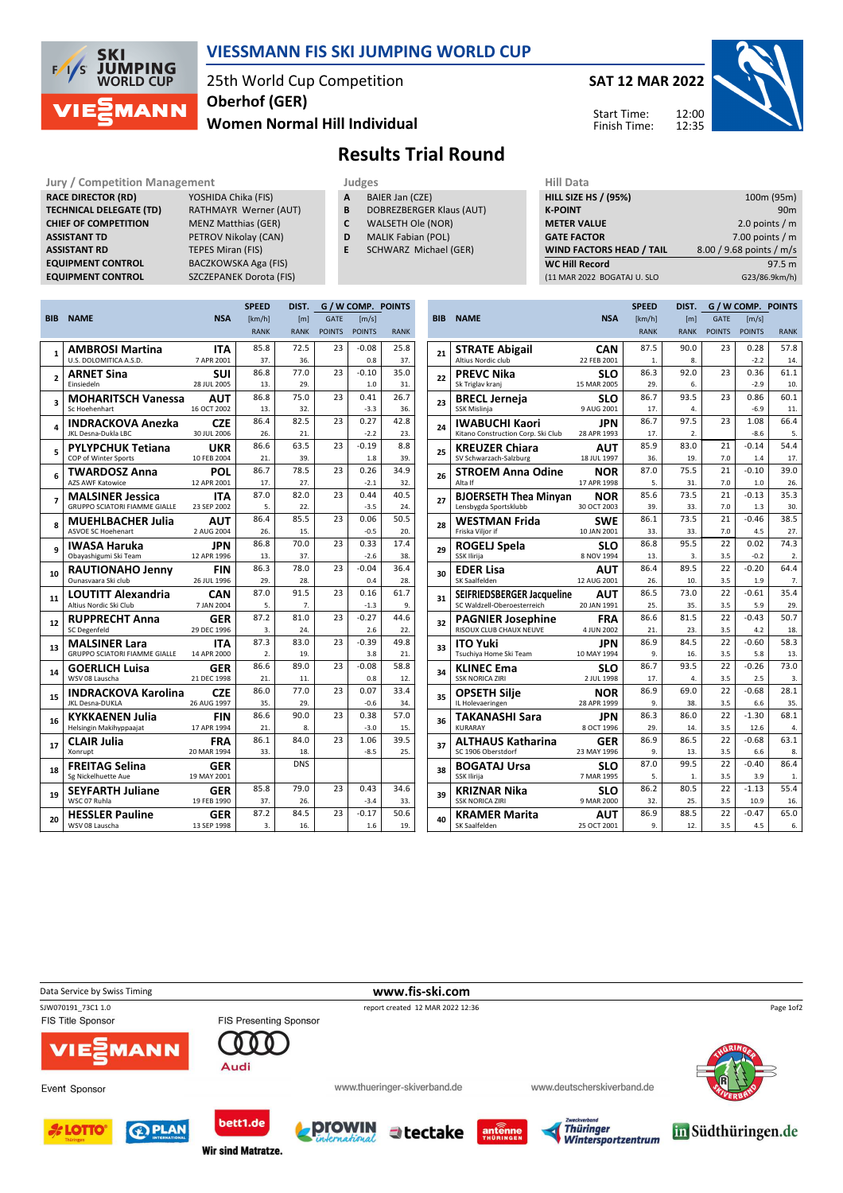# VIESSMANN FIS SKI JUMPING WORLD CUP

25th World Cup Competition
Oberhof (GER)
**Women Normal Hill Individual**

**SAT 12 MAR 2022**

Start Time: 12:00
Finish Time: 12:35

## Results Trial Round

| Jury / Competition Management | |
|---|---|
| RACE DIRECTOR (RD) | YOSHIDA Chika (FIS) |
| TECHNICAL DELEGATE (TD) | RATHMAYR Werner (AUT) |
| CHIEF OF COMPETITION | MENZ Matthias (GER) |
| ASSISTANT TD | PETROV Nikolay (CAN) |
| ASSISTANT RD | TEPES Miran (FIS) |
| EQUIPMENT CONTROL | BACZKOWSKA Aga (FIS) |
| EQUIPMENT CONTROL | SZCZEPANEK Dorota (FIS) |

| Judges | |
|---|---|
| A | BAIER Jan (CZE) |
| B | DOBREZBERGER Klaus (AUT) |
| C | WALSETH Ole (NOR) |
| D | MALIK Fabian (POL) |
| E | SCHWARZ Michael (GER) |

| Hill Data | |
|---|---|
| HILL SIZE HS / (95%) | 100m (95m) |
| K-POINT | 90m |
| METER VALUE | 2.0 points / m |
| GATE FACTOR | 7.00 points / m |
| WIND FACTORS HEAD / TAIL | 8.00 / 9.68 points / m/s |
| WC Hill Record | 97.5 m |
| (11 MAR 2022 BOGATAJ U. SLO | G23/86.9km/h) |

| BIB | NAME | NSA | SPEED [km/h] | DIST. [m] | G / W COMP. GATE | [m/s] | POINTS |
|---|---|---|---|---|---|---|---|
| | Club | Date of birth | RANK | RANK | POINTS | POINTS | RANK |
| 1 | AMBROSI Martina | ITA | 85.8 | 72.5 | 23 | -0.08 | 25.8 |
| | U.S. DOLOMITICA A.S.D. | 7 APR 2001 | 37. | 36. | | 0.8 | 37. |
| 2 | ARNET Sina | SUI | 86.8 | 77.0 | 23 | -0.10 | 35.0 |
| | Einsiedeln | 28 JUL 2005 | 13. | 29. | | 1.0 | 31. |
| 3 | MOHARITSCH Vanessa | AUT | 86.8 | 75.0 | 23 | 0.41 | 26.7 |
| | Sc Hoehenhart | 16 OCT 2002 | 13. | 32. | | -3.3 | 36. |
| 4 | INDRACKOVA Anezka | CZE | 86.4 | 82.5 | 23 | 0.27 | 42.8 |
| | JKL Desna-Dukla LBC | 30 JUL 2006 | 26. | 21. | | -2.2 | 23. |
| 5 | PYLYPCHUK Tetiana | UKR | 86.6 | 63.5 | 23 | -0.19 | 8.8 |
| | COP of Winter Sports | 10 FEB 2004 | 21. | 39. | | 1.8 | 39. |
| 6 | TWARDOSZ Anna | POL | 86.7 | 78.5 | 23 | 0.26 | 34.9 |
| | AZS AWF Katowice | 12 APR 2001 | 17. | 27. | | -2.1 | 32. |
| 7 | MALSINER Jessica | ITA | 87.0 | 82.0 | 23 | 0.44 | 40.5 |
| | GRUPPO SCIATORI FIAMME GIALLE | 23 SEP 2002 | 5. | 22. | | -3.5 | 24. |
| 8 | MUEHLBACHER Julia | AUT | 86.4 | 85.5 | 23 | 0.06 | 50.5 |
| | ASVOE SC Hoehenart | 2 AUG 2004 | 26. | 15. | | -0.5 | 20. |
| 9 | IWASA Haruka | JPN | 86.8 | 70.0 | 23 | 0.33 | 17.4 |
| | Obayashigumi Ski Team | 12 APR 1996 | 13. | 37. | | -2.6 | 38. |
| 10 | RAUTIONAHO Jenny | FIN | 86.3 | 78.0 | 23 | -0.04 | 36.4 |
| | Ounasvaara Ski club | 26 JUL 1996 | 29. | 28. | | 0.4 | 28. |
| 11 | LOUTITT Alexandria | CAN | 87.0 | 91.5 | 23 | 0.16 | 61.7 |
| | Altius Nordic Ski Club | 7 JAN 2004 | 5. | 7. | | -1.3 | 9. |
| 12 | RUPPRECHT Anna | GER | 87.2 | 81.0 | 23 | -0.27 | 44.6 |
| | SC Degenfeld | 29 DEC 1996 | 3. | 24. | | 2.6 | 22. |
| 13 | MALSINER Lara | ITA | 87.3 | 83.0 | 23 | -0.39 | 49.8 |
| | GRUPPO SCIATORI FIAMME GIALLE | 14 APR 2000 | 2. | 19. | | 3.8 | 21. |
| 14 | GOERLICH Luisa | GER | 86.6 | 89.0 | 23 | -0.08 | 58.8 |
| | WSV 08 Lauscha | 21 DEC 1998 | 21. | 11. | | 0.8 | 12. |
| 15 | INDRACKOVA Karolina | CZE | 86.0 | 77.0 | 23 | 0.07 | 33.4 |
| | JKL Desna-DUKLA | 26 AUG 1997 | 35. | 29. | | -0.6 | 34. |
| 16 | KYKKAENEN Julia | FIN | 86.6 | 90.0 | 23 | 0.38 | 57.0 |
| | Helsingin Makihyppaajat | 17 APR 1994 | 21. | 8. | | -3.0 | 15. |
| 17 | CLAIR Julia | FRA | 86.1 | 84.0 | 23 | 1.06 | 39.5 |
| | Xonrupt | 20 MAR 1994 | 33. | 18. | | -8.5 | 25. |
| 18 | FREITAG Selina | GER | | DNS | | | |
| | Sg Nickelhuette Aue | 19 MAY 2001 | | | | | |
| 19 | SEYFARTH Juliane | GER | 85.8 | 79.0 | 23 | 0.43 | 34.6 |
| | WSC 07 Ruhla | 19 FEB 1990 | 37. | 26. | | -3.4 | 33. |
| 20 | HESSLER Pauline | GER | 87.2 | 84.5 | 23 | -0.17 | 50.6 |
| | WSV 08 Lauscha | 13 SEP 1998 | 3. | 16. | | 1.6 | 19. |
| 21 | STRATE Abigail | CAN | 87.5 | 90.0 | 23 | 0.28 | 57.8 |
| | Altius Nordic club | 22 FEB 2001 | 1. | 8. | | -2.2 | 14. |
| 22 | PREVC Nika | SLO | 86.3 | 92.0 | 23 | 0.36 | 61.1 |
| | Sk Triglav kranj | 15 MAR 2005 | 29. | 6. | | -2.9 | 10. |
| 23 | BRECL Jerneja | SLO | 86.7 | 93.5 | 23 | 0.86 | 60.1 |
| | SSK Mislinja | 9 AUG 2001 | 17. | 4. | | -6.9 | 11. |
| 24 | IWABUCHI Kaori | JPN | 86.7 | 97.5 | 23 | 1.08 | 66.4 |
| | Kitano Construction Corp. Ski Club | 28 APR 1993 | 17. | 2. | | -8.6 | 5. |
| 25 | KREUZER Chiara | AUT | 85.9 | 83.0 | 21 | -0.14 | 54.4 |
| | SV Schwarzach-Salzburg | 18 JUL 1997 | 36. | 19. | 7.0 | 1.4 | 17. |
| 26 | STROEM Anna Odine | NOR | 87.0 | 75.5 | 21 | -0.10 | 39.0 |
| | Alta If | 17 APR 1998 | 5. | 31. | 7.0 | 1.0 | 26. |
| 27 | BJOERSETH Thea Minyan | NOR | 85.6 | 73.5 | 21 | -0.13 | 35.3 |
| | Lensbygda Sportsklubb | 30 OCT 2003 | 39. | 33. | 7.0 | 1.3 | 30. |
| 28 | WESTMAN Frida | SWE | 86.1 | 73.5 | 21 | -0.46 | 38.5 |
| | Friska Viljor if | 10 JAN 2001 | 33. | 33. | 7.0 | 4.5 | 27. |
| 29 | ROGELJ Spela | SLO | 86.8 | 95.5 | 22 | 0.02 | 74.3 |
| | SSK Ilirija | 8 NOV 1994 | 13. | 3. | 3.5 | -0.2 | 2. |
| 30 | EDER Lisa | AUT | 86.4 | 89.5 | 22 | -0.20 | 64.4 |
| | SK Saalfelden | 12 AUG 2001 | 26. | 10. | 3.5 | 1.9 | 7. |
| 31 | SEIFRIEDSBERGER Jacqueline | AUT | 86.5 | 73.0 | 22 | -0.61 | 35.4 |
| | SC Waldzell-Oberoesterreich | 20 JAN 1991 | 25. | 35. | 3.5 | 5.9 | 29. |
| 32 | PAGNIER Josephine | FRA | 86.6 | 81.5 | 22 | -0.43 | 50.7 |
| | RISOUX CLUB CHAUX NEUVE | 4 JUN 2002 | 21. | 23. | 3.5 | 4.2 | 18. |
| 33 | ITO Yuki | JPN | 86.9 | 84.5 | 22 | -0.60 | 58.3 |
| | Tsuchiya Home Ski Team | 10 MAY 1994 | 9. | 16. | 3.5 | 5.8 | 13. |
| 34 | KLINEC Ema | SLO | 86.7 | 93.5 | 22 | -0.26 | 73.0 |
| | SSK NORICA ZIRI | 2 JUL 1998 | 17. | 4. | 3.5 | 2.5 | 3. |
| 35 | OPSETH Silje | NOR | 86.9 | 69.0 | 22 | -0.68 | 28.1 |
| | IL Holevaeringen | 28 APR 1999 | 9. | 38. | 3.5 | 6.6 | 35. |
| 36 | TAKANASHI Sara | JPN | 86.3 | 86.0 | 22 | -1.30 | 68.1 |
| | KURARAY | 8 OCT 1996 | 29. | 14. | 3.5 | 12.6 | 4. |
| 37 | ALTHAUS Katharina | GER | 86.9 | 86.5 | 22 | -0.68 | 63.1 |
| | SC 1906 Oberstdorf | 23 MAY 1996 | 9. | 13. | 3.5 | 6.6 | 8. |
| 38 | BOGATAJ Ursa | SLO | 87.0 | 99.5 | 22 | -0.40 | 86.4 |
| | SSK Ilirija | 7 MAR 1995 | 5. | 1. | 3.5 | 3.9 | 1. |
| 39 | KRIZNAR Nika | SLO | 86.2 | 80.5 | 22 | -1.13 | 55.4 |
| | SSK NORICA ZIRI | 9 MAR 2000 | 32. | 25. | 3.5 | 10.9 | 16. |
| 40 | KRAMER Marita | AUT | 86.9 | 88.5 | 22 | -0.47 | 65.0 |
| | SK Saalfelden | 25 OCT 2001 | 9. | 12. | 3.5 | 4.5 | 6. |

Data Service by Swiss Timing — www.fis-ski.com

SJW070191_73C1 1.0 — report created 12 MAR 2022 12:36

FIS Title Sponsor — FIS Presenting Sponsor — Event Sponsor

www.thueringer-skiverband.de — www.deutscherskiverband.de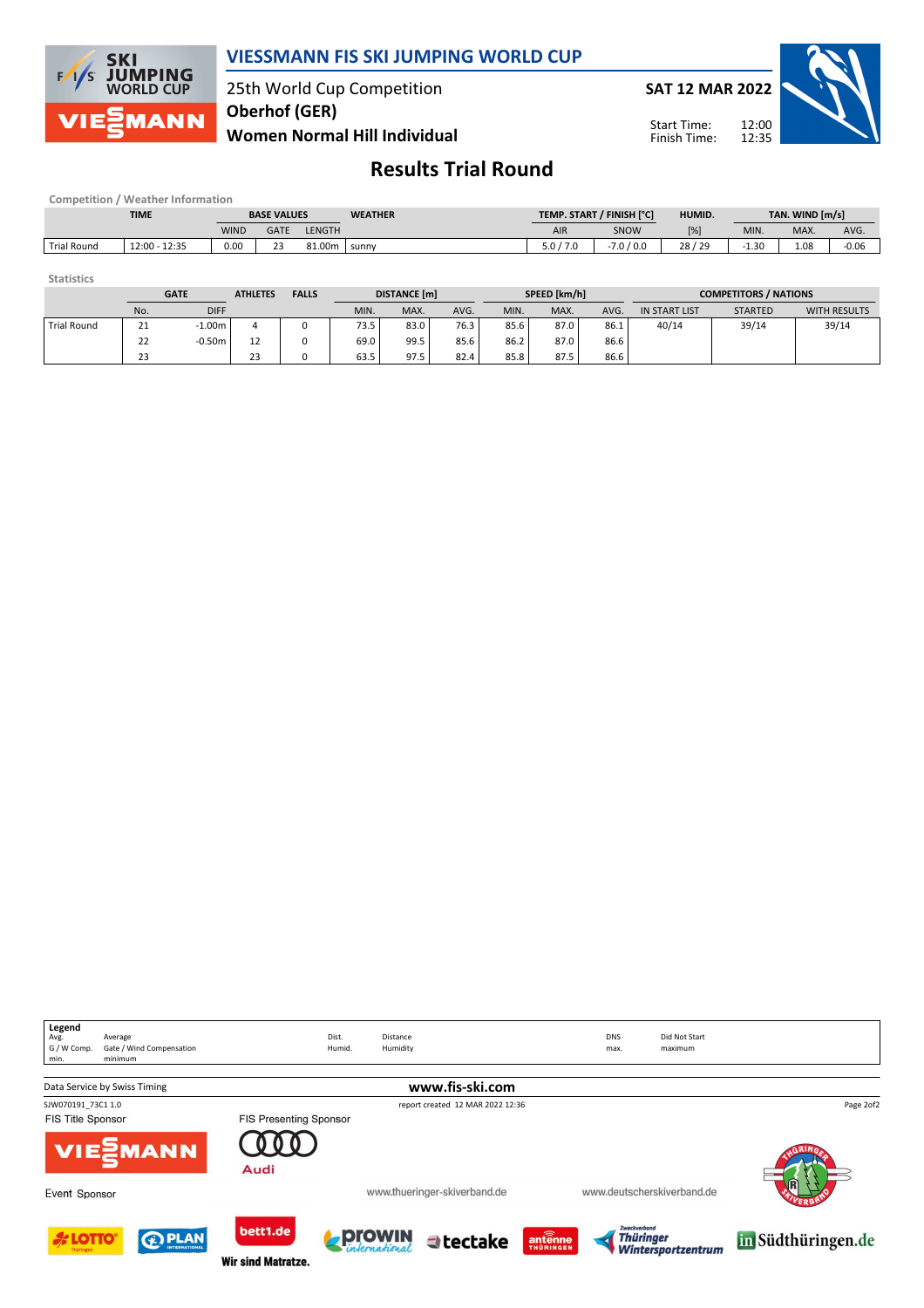# VIESSMANN FIS SKI JUMPING WORLD CUP

25th World Cup Competition
**Oberhof (GER)**
**Women Normal Hill Individual**

**SAT 12 MAR 2022**

Start Time: 12:00
Finish Time: 12:35

## Results Trial Round

Competition / Weather Information

| | TIME | BASE VALUES | | | WEATHER | TEMP. START / FINISH [°C] | | HUMID. | TAN. WIND [m/s] | | |
|---|---|---|---|---|---|---|---|---|---|---|---|
| | | WIND | GATE | LENGTH | | AIR | SNOW | [%] | MIN. | MAX. | AVG. |
| Trial Round | 12:00 - 12:35 | 0.00 | 23 | 81.00m | sunny | 5.0 / 7.0 | -7.0 / 0.0 | 28 / 29 | -1.30 | 1.08 | -0.06 |

Statistics

| | GATE | | ATHLETES | FALLS | DISTANCE [m] | | | SPEED [km/h] | | | COMPETITORS / NATIONS | | |
|---|---|---|---|---|---|---|---|---|---|---|---|---|---|
| | No. | DIFF | | | MIN. | MAX. | AVG. | MIN. | MAX. | AVG. | IN START LIST | STARTED | WITH RESULTS |
| Trial Round | 21 | -1.00m | 4 | 0 | 73.5 | 83.0 | 76.3 | 85.6 | 87.0 | 86.1 | 40/14 | 39/14 | 39/14 |
| | 22 | -0.50m | 12 | 0 | 69.0 | 99.5 | 85.6 | 86.2 | 87.0 | 86.6 | | | |
| | 23 | | 23 | 0 | 63.5 | 97.5 | 82.4 | 85.8 | 87.5 | 86.6 | | | |

**Legend**

| | | | | | |
|---|---|---|---|---|---|
| Avg. | Average | Dist. | Distance | DNS | Did Not Start |
| G / W Comp. | Gate / Wind Compensation | Humid. | Humidity | max. | maximum |
| min. | minimum | | | | |

Data Service by Swiss Timing

www.fis-ski.com

SJW070191_73C1 1.0

report created 12 MAR 2022 12:36

FIS Title Sponsor

FIS Presenting Sponsor

Event Sponsor

www.thueringer-skiverband.de

www.deutscherskiverband.de